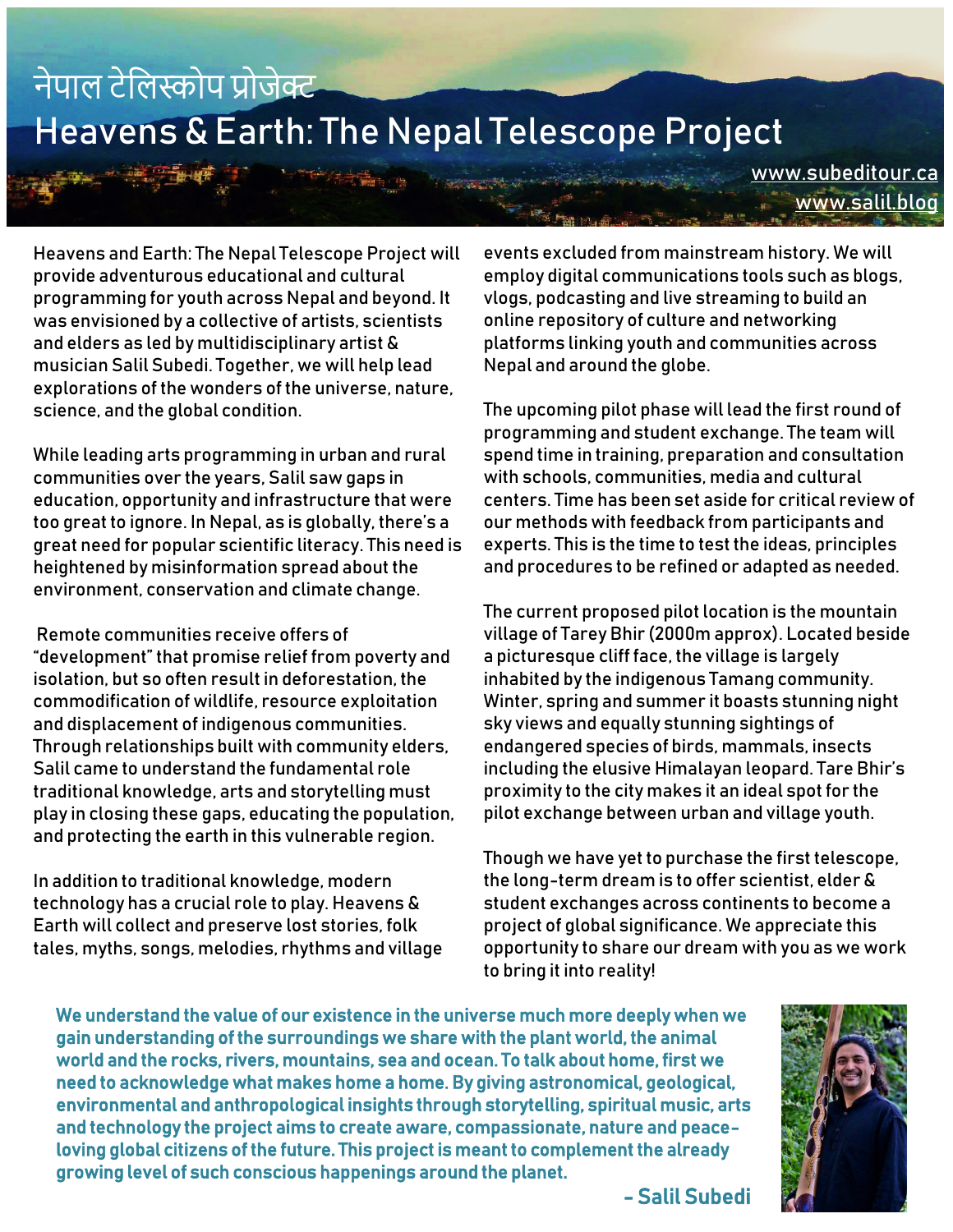# नेपाल टेलिस्कोप प्रोजेक्ट
# Heavens & Earth: The Nepal Telescope Project

www.subeditour.ca
www.salil.blog

Heavens and Earth: The Nepal Telescope Project will provide adventurous educational and cultural programming for youth across Nepal and beyond. It was envisioned by a collective of artists, scientists and elders as led by multidisciplinary artist & musician Salil Subedi. Together, we will help lead explorations of the wonders of the universe, nature, science, and the global condition.

While leading arts programming in urban and rural communities over the years, Salil saw gaps in education, opportunity and infrastructure that were too great to ignore. In Nepal, as is globally, there's a great need for popular scientific literacy. This need is heightened by misinformation spread about the environment, conservation and climate change.

Remote communities receive offers of "development" that promise relief from poverty and isolation, but so often result in deforestation, the commodification of wildlife, resource exploitation and displacement of indigenous communities. Through relationships built with community elders, Salil came to understand the fundamental role traditional knowledge, arts and storytelling must play in closing these gaps, educating the population, and protecting the earth in this vulnerable region.

In addition to traditional knowledge, modern technology has a crucial role to play. Heavens & Earth will collect and preserve lost stories, folk tales, myths, songs, melodies, rhythms and village events excluded from mainstream history. We will employ digital communications tools such as blogs, vlogs, podcasting and live streaming to build an online repository of culture and networking platforms linking youth and communities across Nepal and around the globe.

The upcoming pilot phase will lead the first round of programming and student exchange. The team will spend time in training, preparation and consultation with schools, communities, media and cultural centers. Time has been set aside for critical review of our methods with feedback from participants and experts. This is the time to test the ideas, principles and procedures to be refined or adapted as needed.

The current proposed pilot location is the mountain village of Tarey Bhir (2000m approx). Located beside a picturesque cliff face, the village is largely inhabited by the indigenous Tamang community. Winter, spring and summer it boasts stunning night sky views and equally stunning sightings of endangered species of birds, mammals, insects including the elusive Himalayan leopard. Tare Bhir's proximity to the city makes it an ideal spot for the pilot exchange between urban and village youth.

Though we have yet to purchase the first telescope, the long-term dream is to offer scientist, elder & student exchanges across continents to become a project of global significance. We appreciate this opportunity to share our dream with you as we work to bring it into reality!

**We understand the value of our existence in the universe much more deeply when we gain understanding of the surroundings we share with the plant world, the animal world and the rocks, rivers, mountains, sea and ocean. To talk about home, first we need to acknowledge what makes home a home. By giving astronomical, geological, environmental and anthropological insights through storytelling, spiritual music, arts and technology the project aims to create aware, compassionate, nature and peace-loving global citizens of the future. This project is meant to complement the already growing level of such conscious happenings around the planet.**

**- Salil Subedi**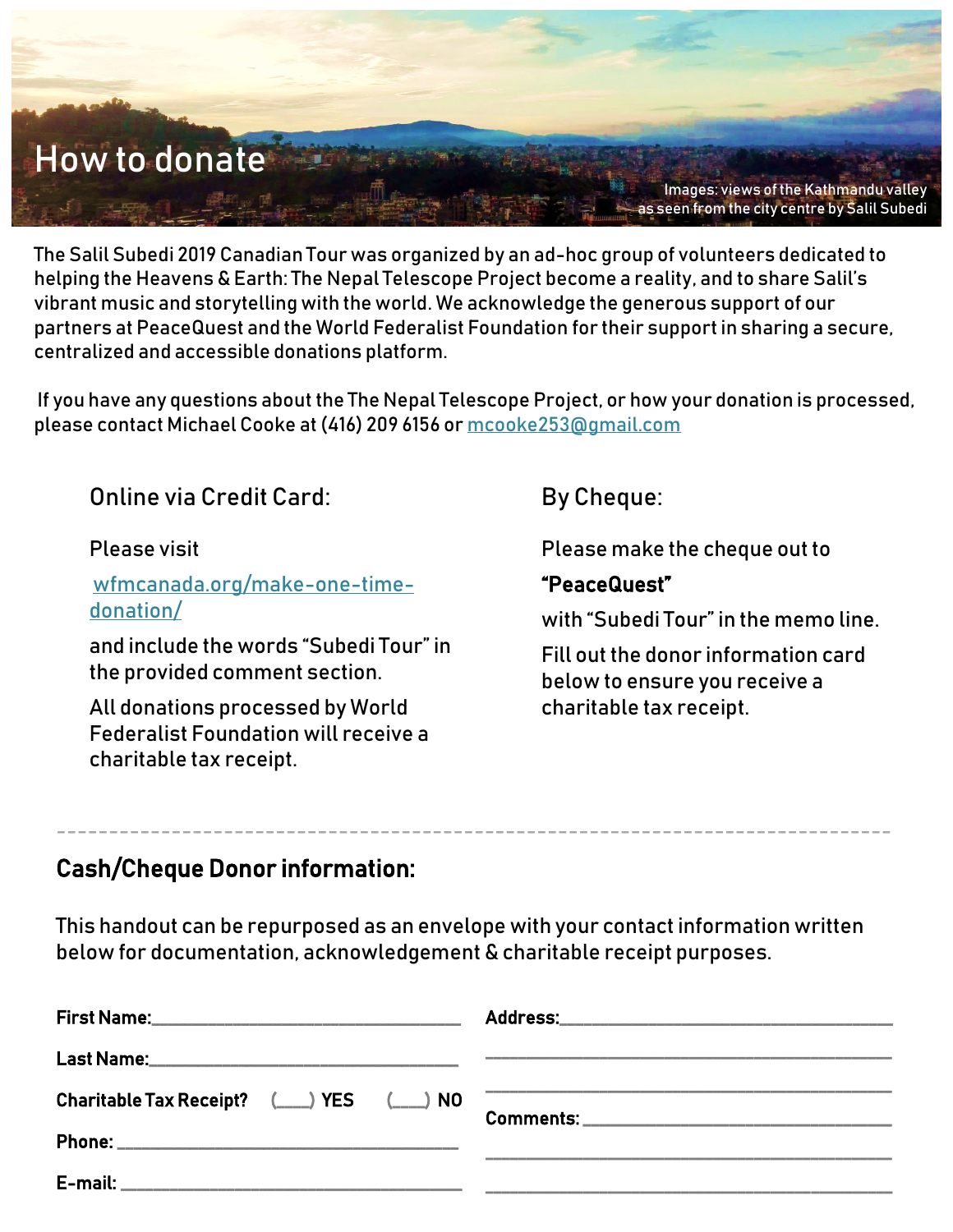# How to donate

Images: views of the Kathmandu valley as seen from the city centre by Salil Subedi

The Salil Subedi 2019 Canadian Tour was organized by an ad-hoc group of volunteers dedicated to helping the Heavens & Earth: The Nepal Telescope Project become a reality, and to share Salil's vibrant music and storytelling with the world. We acknowledge the generous support of our partners at PeaceQuest and the World Federalist Foundation for their support in sharing a secure, centralized and accessible donations platform.

If you have any questions about the The Nepal Telescope Project, or how your donation is processed, please contact Michael Cooke at (416) 209 6156 or mcooke253@gmail.com

## Online via Credit Card:

Please visit

wfmcanada.org/make-one-time-donation/

and include the words "Subedi Tour" in the provided comment section.

All donations processed by World Federalist Foundation will receive a charitable tax receipt.

## By Cheque:

Please make the cheque out to

**"PeaceQuest"**

with "Subedi Tour" in the memo line.

Fill out the donor information card below to ensure you receive a charitable tax receipt.

---

## Cash/Cheque Donor information:

This handout can be repurposed as an envelope with your contact information written below for documentation, acknowledgement & charitable receipt purposes.

**First Name:**\_\_\_\_\_\_\_\_\_\_\_\_\_\_\_\_\_\_\_\_\_\_\_\_\_\_\_\_

**Last Name:**\_\_\_\_\_\_\_\_\_\_\_\_\_\_\_\_\_\_\_\_\_\_\_\_\_\_\_\_

**Charitable Tax Receipt?** (\_\_\_) **YES** (\_\_\_) **NO**

**Phone:** \_\_\_\_\_\_\_\_\_\_\_\_\_\_\_\_\_\_\_\_\_\_\_\_\_\_\_\_

**E-mail:** \_\_\_\_\_\_\_\_\_\_\_\_\_\_\_\_\_\_\_\_\_\_\_\_\_\_\_\_

**Address:**\_\_\_\_\_\_\_\_\_\_\_\_\_\_\_\_\_\_\_\_\_\_\_\_\_\_\_\_

\_\_\_\_\_\_\_\_\_\_\_\_\_\_\_\_\_\_\_\_\_\_\_\_\_\_\_\_\_\_\_\_\_\_\_\_

\_\_\_\_\_\_\_\_\_\_\_\_\_\_\_\_\_\_\_\_\_\_\_\_\_\_\_\_\_\_\_\_\_\_\_\_

**Comments:** \_\_\_\_\_\_\_\_\_\_\_\_\_\_\_\_\_\_\_\_\_\_\_\_\_\_\_\_

\_\_\_\_\_\_\_\_\_\_\_\_\_\_\_\_\_\_\_\_\_\_\_\_\_\_\_\_\_\_\_\_\_\_\_\_

\_\_\_\_\_\_\_\_\_\_\_\_\_\_\_\_\_\_\_\_\_\_\_\_\_\_\_\_\_\_\_\_\_\_\_\_